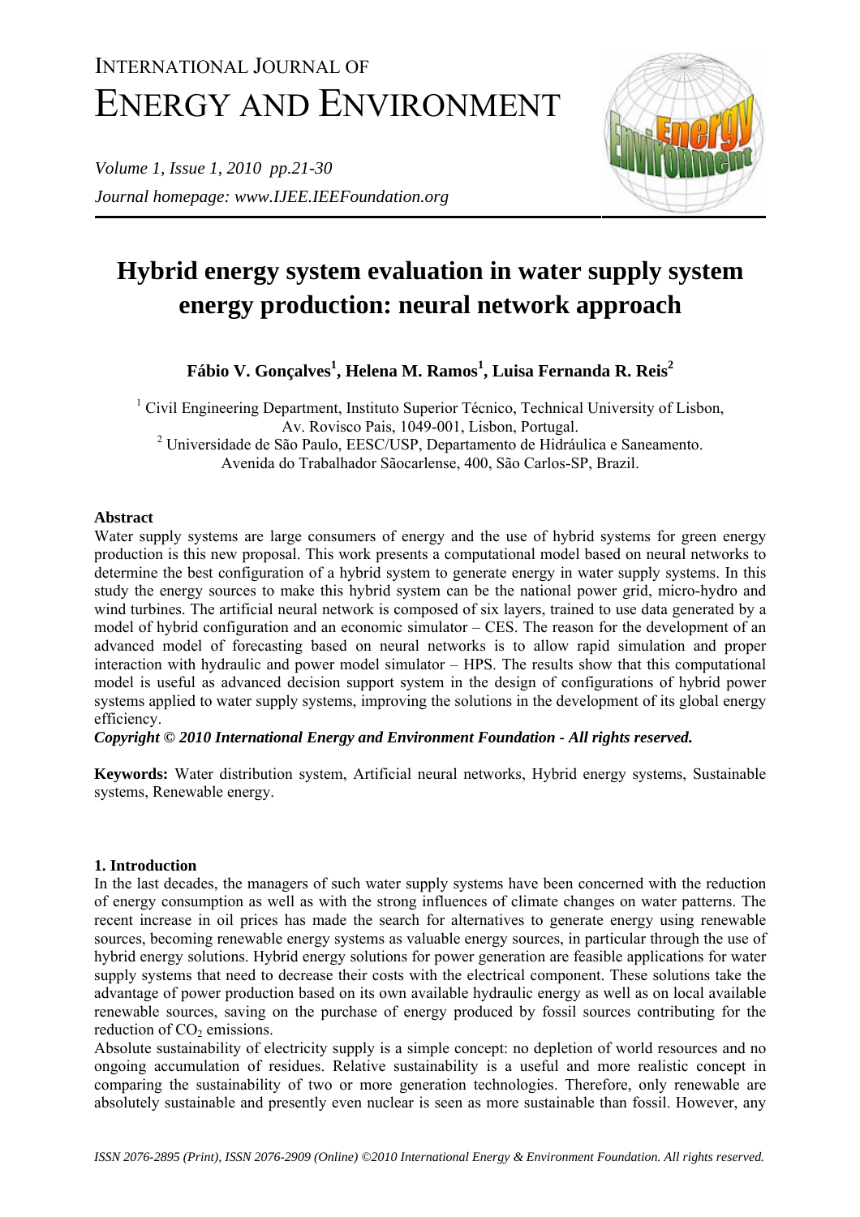# Hybrid energy system evaluation in water supply system energy production: neural network approach

**Fábio V. Gonçalves[1], Helena M. Ramos[1], Luisa Fernanda R. Reis[2]**

[1] Civil Engineering Department, Instituto Superior Técnico, Technical University of Lisbon, Av. Rovisco Pais, 1049-001, Lisbon, Portugal.
[2] Universidade de São Paulo, EESC/USP, Departamento de Hidráulica e Saneamento. Avenida do Trabalhador Sãocarlense, 400, São Carlos-SP, Brazil.

## Abstract

Water supply systems are large consumers of energy and the use of hybrid systems for green energy production is this new proposal. This work presents a computational model based on neural networks to determine the best configuration of a hybrid system to generate energy in water supply systems. In this study the energy sources to make this hybrid system can be the national power grid, micro-hydro and wind turbines. The artificial neural network is composed of six layers, trained to use data generated by a model of hybrid configuration and an economic simulator – CES. The reason for the development of an advanced model of forecasting based on neural networks is to allow rapid simulation and proper interaction with hydraulic and power model simulator – HPS. The results show that this computational model is useful as advanced decision support system in the design of configurations of hybrid power systems applied to water supply systems, improving the solutions in the development of its global energy efficiency.

***Copyright © 2010 International Energy and Environment Foundation - All rights reserved.***

**Keywords:** Water distribution system, Artificial neural networks, Hybrid energy systems, Sustainable systems, Renewable energy.

## 1. Introduction

In the last decades, the managers of such water supply systems have been concerned with the reduction of energy consumption as well as with the strong influences of climate changes on water patterns. The recent increase in oil prices has made the search for alternatives to generate energy using renewable sources, becoming renewable energy systems as valuable energy sources, in particular through the use of hybrid energy solutions. Hybrid energy solutions for power generation are feasible applications for water supply systems that need to decrease their costs with the electrical component. These solutions take the advantage of power production based on its own available hydraulic energy as well as on local available renewable sources, saving on the purchase of energy produced by fossil sources contributing for the reduction of $CO_2$ emissions.

Absolute sustainability of electricity supply is a simple concept: no depletion of world resources and no ongoing accumulation of residues. Relative sustainability is a useful and more realistic concept in comparing the sustainability of two or more generation technologies. Therefore, only renewable are absolutely sustainable and presently even nuclear is seen as more sustainable than fossil. However, any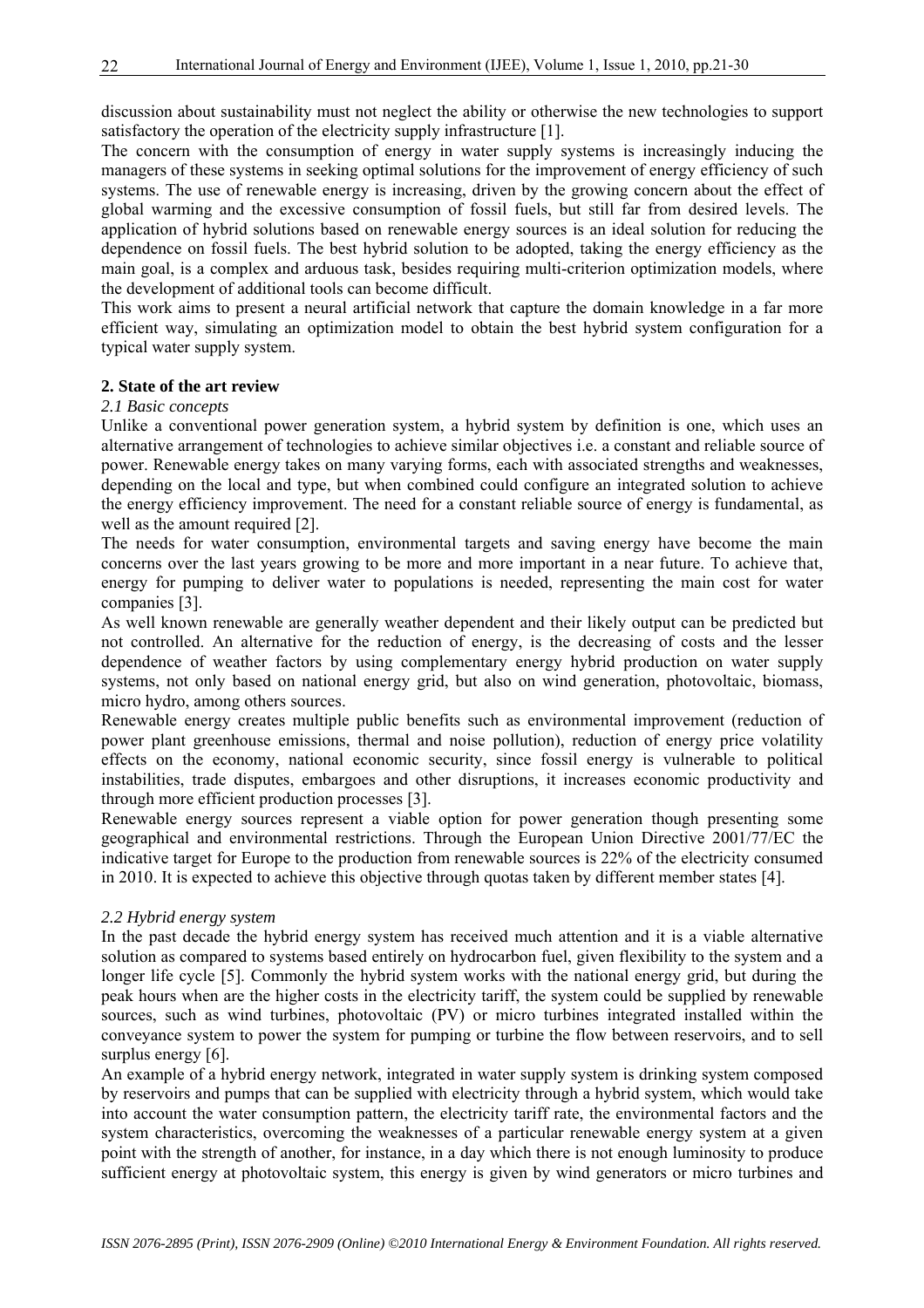discussion about sustainability must not neglect the ability or otherwise the new technologies to support satisfactory the operation of the electricity supply infrastructure [1].

The concern with the consumption of energy in water supply systems is increasingly inducing the managers of these systems in seeking optimal solutions for the improvement of energy efficiency of such systems. The use of renewable energy is increasing, driven by the growing concern about the effect of global warming and the excessive consumption of fossil fuels, but still far from desired levels. The application of hybrid solutions based on renewable energy sources is an ideal solution for reducing the dependence on fossil fuels. The best hybrid solution to be adopted, taking the energy efficiency as the main goal, is a complex and arduous task, besides requiring multi-criterion optimization models, where the development of additional tools can become difficult.

This work aims to present a neural artificial network that capture the domain knowledge in a far more efficient way, simulating an optimization model to obtain the best hybrid system configuration for a typical water supply system.

## 2. State of the art review

### *2.1 Basic concepts*

Unlike a conventional power generation system, a hybrid system by definition is one, which uses an alternative arrangement of technologies to achieve similar objectives i.e. a constant and reliable source of power. Renewable energy takes on many varying forms, each with associated strengths and weaknesses, depending on the local and type, but when combined could configure an integrated solution to achieve the energy efficiency improvement. The need for a constant reliable source of energy is fundamental, as well as the amount required [2].

The needs for water consumption, environmental targets and saving energy have become the main concerns over the last years growing to be more and more important in a near future. To achieve that, energy for pumping to deliver water to populations is needed, representing the main cost for water companies [3].

As well known renewable are generally weather dependent and their likely output can be predicted but not controlled. An alternative for the reduction of energy, is the decreasing of costs and the lesser dependence of weather factors by using complementary energy hybrid production on water supply systems, not only based on national energy grid, but also on wind generation, photovoltaic, biomass, micro hydro, among others sources.

Renewable energy creates multiple public benefits such as environmental improvement (reduction of power plant greenhouse emissions, thermal and noise pollution), reduction of energy price volatility effects on the economy, national economic security, since fossil energy is vulnerable to political instabilities, trade disputes, embargoes and other disruptions, it increases economic productivity and through more efficient production processes [3].

Renewable energy sources represent a viable option for power generation though presenting some geographical and environmental restrictions. Through the European Union Directive 2001/77/EC the indicative target for Europe to the production from renewable sources is 22% of the electricity consumed in 2010. It is expected to achieve this objective through quotas taken by different member states [4].

### *2.2 Hybrid energy system*

In the past decade the hybrid energy system has received much attention and it is a viable alternative solution as compared to systems based entirely on hydrocarbon fuel, given flexibility to the system and a longer life cycle [5]. Commonly the hybrid system works with the national energy grid, but during the peak hours when are the higher costs in the electricity tariff, the system could be supplied by renewable sources, such as wind turbines, photovoltaic (PV) or micro turbines integrated installed within the conveyance system to power the system for pumping or turbine the flow between reservoirs, and to sell surplus energy [6].

An example of a hybrid energy network, integrated in water supply system is drinking system composed by reservoirs and pumps that can be supplied with electricity through a hybrid system, which would take into account the water consumption pattern, the electricity tariff rate, the environmental factors and the system characteristics, overcoming the weaknesses of a particular renewable energy system at a given point with the strength of another, for instance, in a day which there is not enough luminosity to produce sufficient energy at photovoltaic system, this energy is given by wind generators or micro turbines and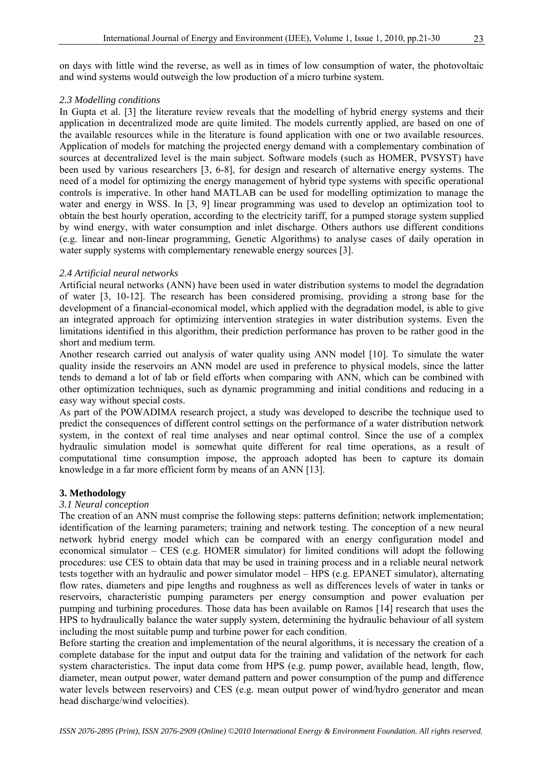on days with little wind the reverse, as well as in times of low consumption of water, the photovoltaic and wind systems would outweigh the low production of a micro turbine system.

### *2.3 Modelling conditions*

In Gupta et al. [3] the literature review reveals that the modelling of hybrid energy systems and their application in decentralized mode are quite limited. The models currently applied, are based on one of the available resources while in the literature is found application with one or two available resources. Application of models for matching the projected energy demand with a complementary combination of sources at decentralized level is the main subject. Software models (such as HOMER, PVSYST) have been used by various researchers [3, 6-8], for design and research of alternative energy systems. The need of a model for optimizing the energy management of hybrid type systems with specific operational controls is imperative. In other hand MATLAB can be used for modelling optimization to manage the water and energy in WSS. In [3, 9] linear programming was used to develop an optimization tool to obtain the best hourly operation, according to the electricity tariff, for a pumped storage system supplied by wind energy, with water consumption and inlet discharge. Others authors use different conditions (e.g. linear and non-linear programming, Genetic Algorithms) to analyse cases of daily operation in water supply systems with complementary renewable energy sources [3].

### *2.4 Artificial neural networks*

Artificial neural networks (ANN) have been used in water distribution systems to model the degradation of water [3, 10-12]. The research has been considered promising, providing a strong base for the development of a financial-economical model, which applied with the degradation model, is able to give an integrated approach for optimizing intervention strategies in water distribution systems. Even the limitations identified in this algorithm, their prediction performance has proven to be rather good in the short and medium term.

Another research carried out analysis of water quality using ANN model [10]. To simulate the water quality inside the reservoirs an ANN model are used in preference to physical models, since the latter tends to demand a lot of lab or field efforts when comparing with ANN, which can be combined with other optimization techniques, such as dynamic programming and initial conditions and reducing in a easy way without special costs.

As part of the POWADIMA research project, a study was developed to describe the technique used to predict the consequences of different control settings on the performance of a water distribution network system, in the context of real time analyses and near optimal control. Since the use of a complex hydraulic simulation model is somewhat quite different for real time operations, as a result of computational time consumption impose, the approach adopted has been to capture its domain knowledge in a far more efficient form by means of an ANN [13].

## **3. Methodology**

### *3.1 Neural conception*

The creation of an ANN must comprise the following steps: patterns definition; network implementation; identification of the learning parameters; training and network testing. The conception of a new neural network hybrid energy model which can be compared with an energy configuration model and economical simulator – CES (e.g. HOMER simulator) for limited conditions will adopt the following procedures: use CES to obtain data that may be used in training process and in a reliable neural network tests together with an hydraulic and power simulator model – HPS (e.g. EPANET simulator), alternating flow rates, diameters and pipe lengths and roughness as well as differences levels of water in tanks or reservoirs, characteristic pumping parameters per energy consumption and power evaluation per pumping and turbining procedures. Those data has been available on Ramos [14] research that uses the HPS to hydraulically balance the water supply system, determining the hydraulic behaviour of all system including the most suitable pump and turbine power for each condition.

Before starting the creation and implementation of the neural algorithms, it is necessary the creation of a complete database for the input and output data for the training and validation of the network for each system characteristics. The input data come from HPS (e.g. pump power, available head, length, flow, diameter, mean output power, water demand pattern and power consumption of the pump and difference water levels between reservoirs) and CES (e.g. mean output power of wind/hydro generator and mean head discharge/wind velocities).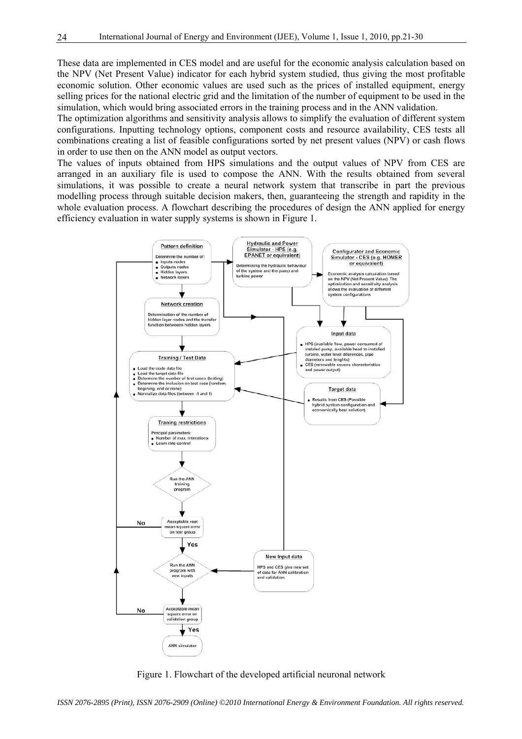These data are implemented in CES model and are useful for the economic analysis calculation based on the NPV (Net Present Value) indicator for each hybrid system studied, thus giving the most profitable economic solution. Other economic values are used such as the prices of installed equipment, energy selling prices for the national electric grid and the limitation of the number of equipment to be used in the simulation, which would bring associated errors in the training process and in the ANN validation.

The optimization algorithms and sensitivity analysis allows to simplify the evaluation of different system configurations. Inputting technology options, component costs and resource availability, CES tests all combinations creating a list of feasible configurations sorted by net present values (NPV) or cash flows in order to use then on the ANN model as output vectors.

The values of inputs obtained from HPS simulations and the output values of NPV from CES are arranged in an auxiliary file is used to compose the ANN. With the results obtained from several simulations, it was possible to create a neural network system that transcribe in part the previous modelling process through suitable decision makers, then, guaranteeing the strength and rapidity in the whole evaluation process. A flowchart describing the procedures of design the ANN applied for energy efficiency evaluation in water supply systems is shown in Figure 1.

Figure 1. Flowchart of the developed artificial neuronal network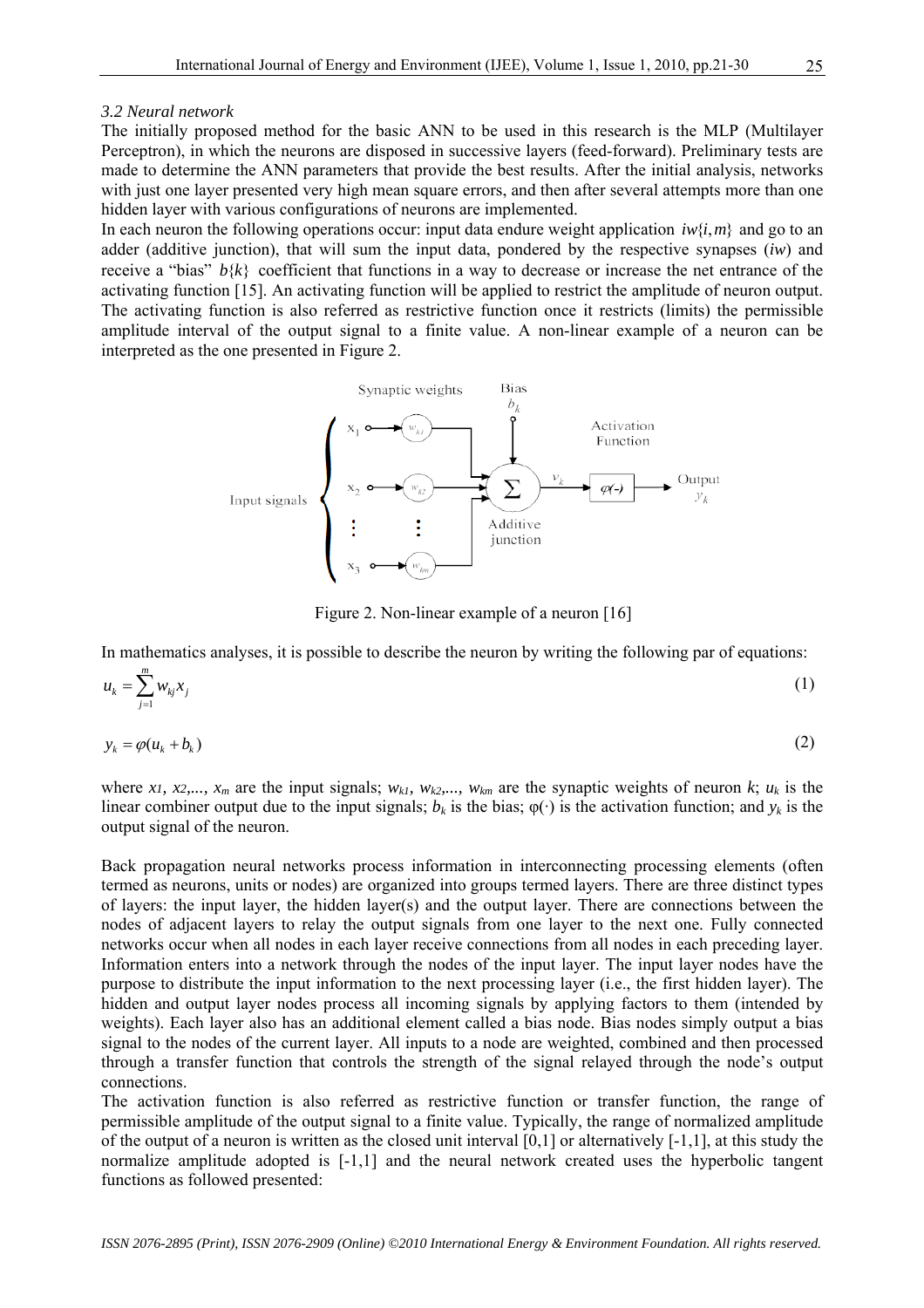### 3.2 Neural network

The initially proposed method for the basic ANN to be used in this research is the MLP (Multilayer Perceptron), in which the neurons are disposed in successive layers (feed-forward). Preliminary tests are made to determine the ANN parameters that provide the best results. After the initial analysis, networks with just one layer presented very high mean square errors, and then after several attempts more than one hidden layer with various configurations of neurons are implemented.

In each neuron the following operations occur: input data endure weight application $iw\{i,m\}$ and go to an adder (additive junction), that will sum the input data, pondered by the respective synapses ($iw$) and receive a "bias" $b\{k\}$ coefficient that functions in a way to decrease or increase the net entrance of the activating function [15]. An activating function will be applied to restrict the amplitude of neuron output. The activating function is also referred as restrictive function once it restricts (limits) the permissible amplitude interval of the output signal to a finite value. A non-linear example of a neuron can be interpreted as the one presented in Figure 2.

Figure 2. Non-linear example of a neuron [16]

In mathematics analyses, it is possible to describe the neuron by writing the following par of equations:

$$u_k = \sum_{j=1}^{m} w_{kj} x_j \tag{1}$$

$$y_k = \varphi(u_k + b_k) \tag{2}$$

where $x_1, x_2, \ldots, x_m$ are the input signals; $w_{k1}, w_{k2}, \ldots, w_{km}$ are the synaptic weights of neuron $k$; $u_k$ is the linear combiner output due to the input signals; $b_k$ is the bias; $\varphi(\cdot)$ is the activation function; and $y_k$ is the output signal of the neuron.

Back propagation neural networks process information in interconnecting processing elements (often termed as neurons, units or nodes) are organized into groups termed layers. There are three distinct types of layers: the input layer, the hidden layer(s) and the output layer. There are connections between the nodes of adjacent layers to relay the output signals from one layer to the next one. Fully connected networks occur when all nodes in each layer receive connections from all nodes in each preceding layer. Information enters into a network through the nodes of the input layer. The input layer nodes have the purpose to distribute the input information to the next processing layer (i.e., the first hidden layer). The hidden and output layer nodes process all incoming signals by applying factors to them (intended by weights). Each layer also has an additional element called a bias node. Bias nodes simply output a bias signal to the nodes of the current layer. All inputs to a node are weighted, combined and then processed through a transfer function that controls the strength of the signal relayed through the node's output connections.

The activation function is also referred as restrictive function or transfer function, the range of permissible amplitude of the output signal to a finite value. Typically, the range of normalized amplitude of the output of a neuron is written as the closed unit interval [0,1] or alternatively [-1,1], at this study the normalize amplitude adopted is [-1,1] and the neural network created uses the hyperbolic tangent functions as followed presented: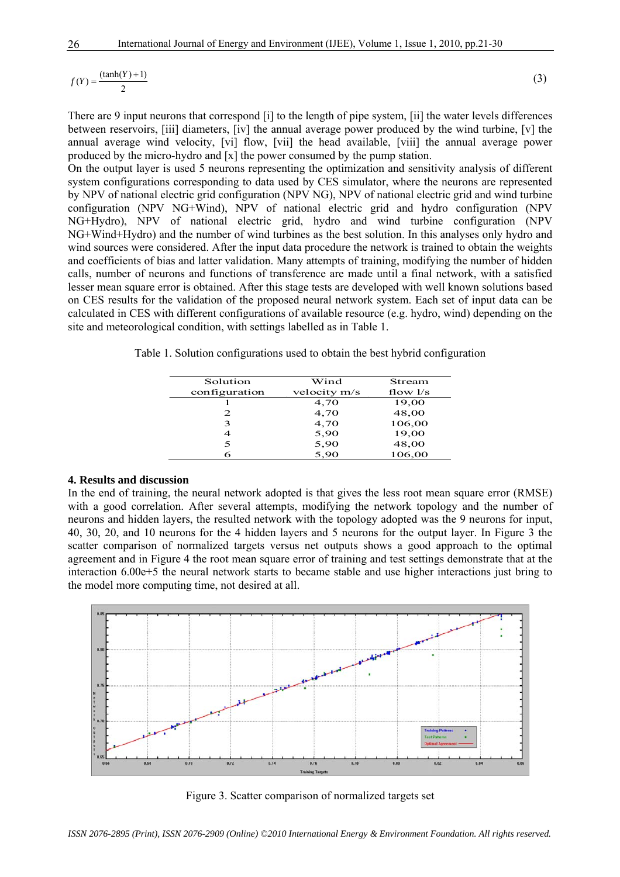$$f(Y) = \frac{(\tanh(Y)+1)}{2} \quad (3)$$

There are 9 input neurons that correspond [i] to the length of pipe system, [ii] the water levels differences between reservoirs, [iii] diameters, [iv] the annual average power produced by the wind turbine, [v] the annual average wind velocity, [vi] flow, [vii] the head available, [viii] the annual average power produced by the micro-hydro and [x] the power consumed by the pump station.
On the output layer is used 5 neurons representing the optimization and sensitivity analysis of different system configurations corresponding to data used by CES simulator, where the neurons are represented by NPV of national electric grid configuration (NPV NG), NPV of national electric grid and wind turbine configuration (NPV NG+Wind), NPV of national electric grid and hydro configuration (NPV NG+Hydro), NPV of national electric grid, hydro and wind turbine configuration (NPV NG+Wind+Hydro) and the number of wind turbines as the best solution. In this analyses only hydro and wind sources were considered. After the input data procedure the network is trained to obtain the weights and coefficients of bias and latter validation. Many attempts of training, modifying the number of hidden calls, number of neurons and functions of transference are made until a final network, with a satisfied lesser mean square error is obtained. After this stage tests are developed with well known solutions based on CES results for the validation of the proposed neural network system. Each set of input data can be calculated in CES with different configurations of available resource (e.g. hydro, wind) depending on the site and meteorological condition, with settings labelled as in Table 1.

Table 1. Solution configurations used to obtain the best hybrid configuration

| Solution configuration | Wind velocity m/s | Stream flow l/s |
|---|---|---|
| 1 | 4,70 | 19,00 |
| 2 | 4,70 | 48,00 |
| 3 | 4,70 | 106,00 |
| 4 | 5,90 | 19,00 |
| 5 | 5,90 | 48,00 |
| 6 | 5,90 | 106,00 |

## 4. Results and discussion

In the end of training, the neural network adopted is that gives the less root mean square error (RMSE) with a good correlation. After several attempts, modifying the network topology and the number of neurons and hidden layers, the resulted network with the topology adopted was the 9 neurons for input, 40, 30, 20, and 10 neurons for the 4 hidden layers and 5 neurons for the output layer. In Figure 3 the scatter comparison of normalized targets versus net outputs shows a good approach to the optimal agreement and in Figure 4 the root mean square error of training and test settings demonstrate that at the interaction 6.00e+5 the neural network starts to became stable and use higher interactions just bring to the model more computing time, not desired at all.

Figure 3. Scatter comparison of normalized targets set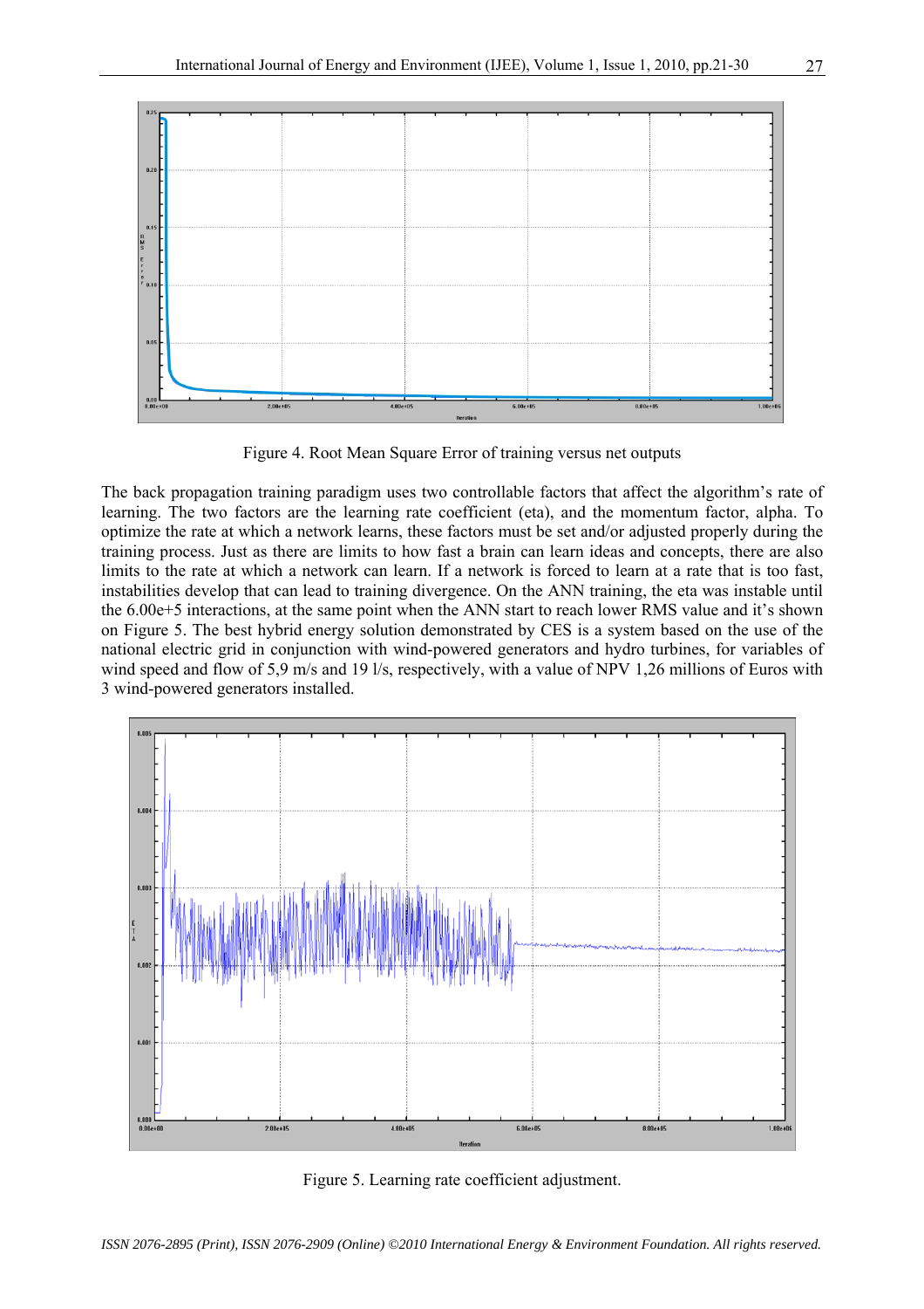Figure 4. Root Mean Square Error of training versus net outputs

The back propagation training paradigm uses two controllable factors that affect the algorithm's rate of learning. The two factors are the learning rate coefficient (eta), and the momentum factor, alpha. To optimize the rate at which a network learns, these factors must be set and/or adjusted properly during the training process. Just as there are limits to how fast a brain can learn ideas and concepts, there are also limits to the rate at which a network can learn. If a network is forced to learn at a rate that is too fast, instabilities develop that can lead to training divergence. On the ANN training, the eta was instable until the 6.00e+5 interactions, at the same point when the ANN start to reach lower RMS value and it's shown on Figure 5. The best hybrid energy solution demonstrated by CES is a system based on the use of the national electric grid in conjunction with wind-powered generators and hydro turbines, for variables of wind speed and flow of 5,9 m/s and 19 l/s, respectively, with a value of NPV 1,26 millions of Euros with 3 wind-powered generators installed.

Figure 5. Learning rate coefficient adjustment.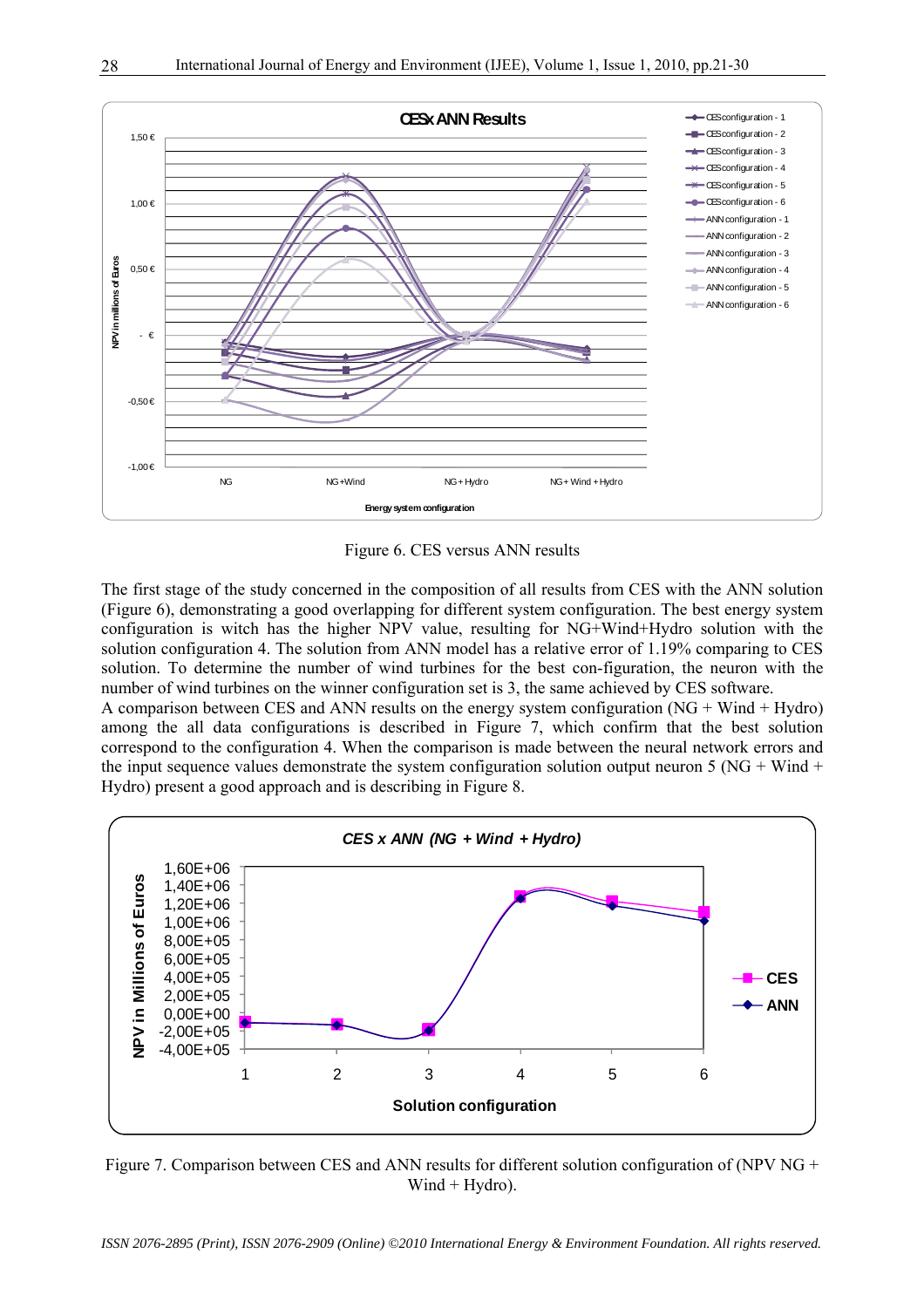Figure 6. CES versus ANN results

The first stage of the study concerned in the composition of all results from CES with the ANN solution (Figure 6), demonstrating a good overlapping for different system configuration. The best energy system configuration is witch has the higher NPV value, resulting for NG+Wind+Hydro solution with the solution configuration 4. The solution from ANN model has a relative error of 1.19% comparing to CES solution. To determine the number of wind turbines for the best con-figuration, the neuron with the number of wind turbines on the winner configuration set is 3, the same achieved by CES software.
A comparison between CES and ANN results on the energy system configuration (NG + Wind + Hydro) among the all data configurations is described in Figure 7, which confirm that the best solution correspond to the configuration 4. When the comparison is made between the neural network errors and the input sequence values demonstrate the system configuration solution output neuron 5 (NG + Wind + Hydro) present a good approach and is describing in Figure 8.

Figure 7. Comparison between CES and ANN results for different solution configuration of (NPV NG + Wind + Hydro).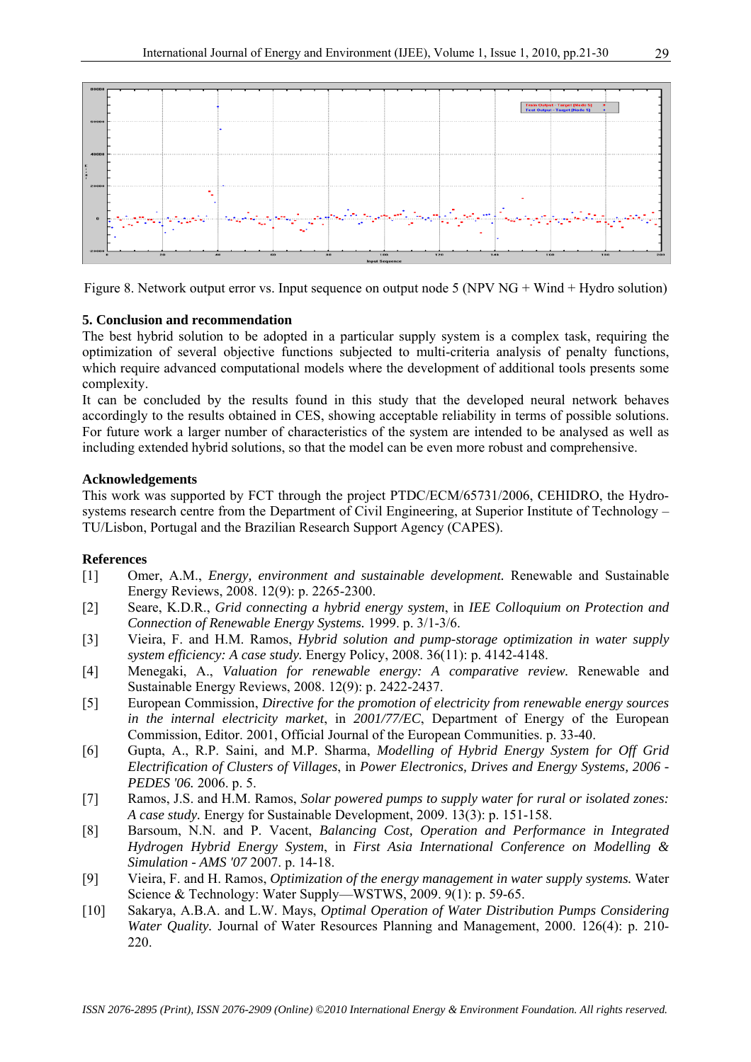Figure 8. Network output error vs. Input sequence on output node 5 (NPV NG + Wind + Hydro solution)

### 5. Conclusion and recommendation

The best hybrid solution to be adopted in a particular supply system is a complex task, requiring the optimization of several objective functions subjected to multi-criteria analysis of penalty functions, which require advanced computational models where the development of additional tools presents some complexity.

It can be concluded by the results found in this study that the developed neural network behaves accordingly to the results obtained in CES, showing acceptable reliability in terms of possible solutions. For future work a larger number of characteristics of the system are intended to be analysed as well as including extended hybrid solutions, so that the model can be even more robust and comprehensive.

### Acknowledgements

This work was supported by FCT through the project PTDC/ECM/65731/2006, CEHIDRO, the Hydro-systems research centre from the Department of Civil Engineering, at Superior Institute of Technology – TU/Lisbon, Portugal and the Brazilian Research Support Agency (CAPES).

### References

[1] Omer, A.M., *Energy, environment and sustainable development.* Renewable and Sustainable Energy Reviews, 2008. 12(9): p. 2265-2300.

[2] Seare, K.D.R., *Grid connecting a hybrid energy system*, in *IEE Colloquium on Protection and Connection of Renewable Energy Systems.* 1999. p. 3/1-3/6.

[3] Vieira, F. and H.M. Ramos, *Hybrid solution and pump-storage optimization in water supply system efficiency: A case study.* Energy Policy, 2008. 36(11): p. 4142-4148.

[4] Menegaki, A., *Valuation for renewable energy: A comparative review.* Renewable and Sustainable Energy Reviews, 2008. 12(9): p. 2422-2437.

[5] European Commission, *Directive for the promotion of electricity from renewable energy sources in the internal electricity market*, in *2001/77/EC*, Department of Energy of the European Commission, Editor. 2001, Official Journal of the European Communities. p. 33-40.

[6] Gupta, A., R.P. Saini, and M.P. Sharma, *Modelling of Hybrid Energy System for Off Grid Electrification of Clusters of Villages*, in *Power Electronics, Drives and Energy Systems, 2006 - PEDES '06.* 2006. p. 5.

[7] Ramos, J.S. and H.M. Ramos, *Solar powered pumps to supply water for rural or isolated zones: A case study.* Energy for Sustainable Development, 2009. 13(3): p. 151-158.

[8] Barsoum, N.N. and P. Vacent, *Balancing Cost, Operation and Performance in Integrated Hydrogen Hybrid Energy System*, in *First Asia International Conference on Modelling & Simulation - AMS '07* 2007. p. 14-18.

[9] Vieira, F. and H. Ramos, *Optimization of the energy management in water supply systems.* Water Science & Technology: Water Supply—WSTWS, 2009. 9(1): p. 59-65.

[10] Sakarya, A.B.A. and L.W. Mays, *Optimal Operation of Water Distribution Pumps Considering Water Quality.* Journal of Water Resources Planning and Management, 2000. 126(4): p. 210-220.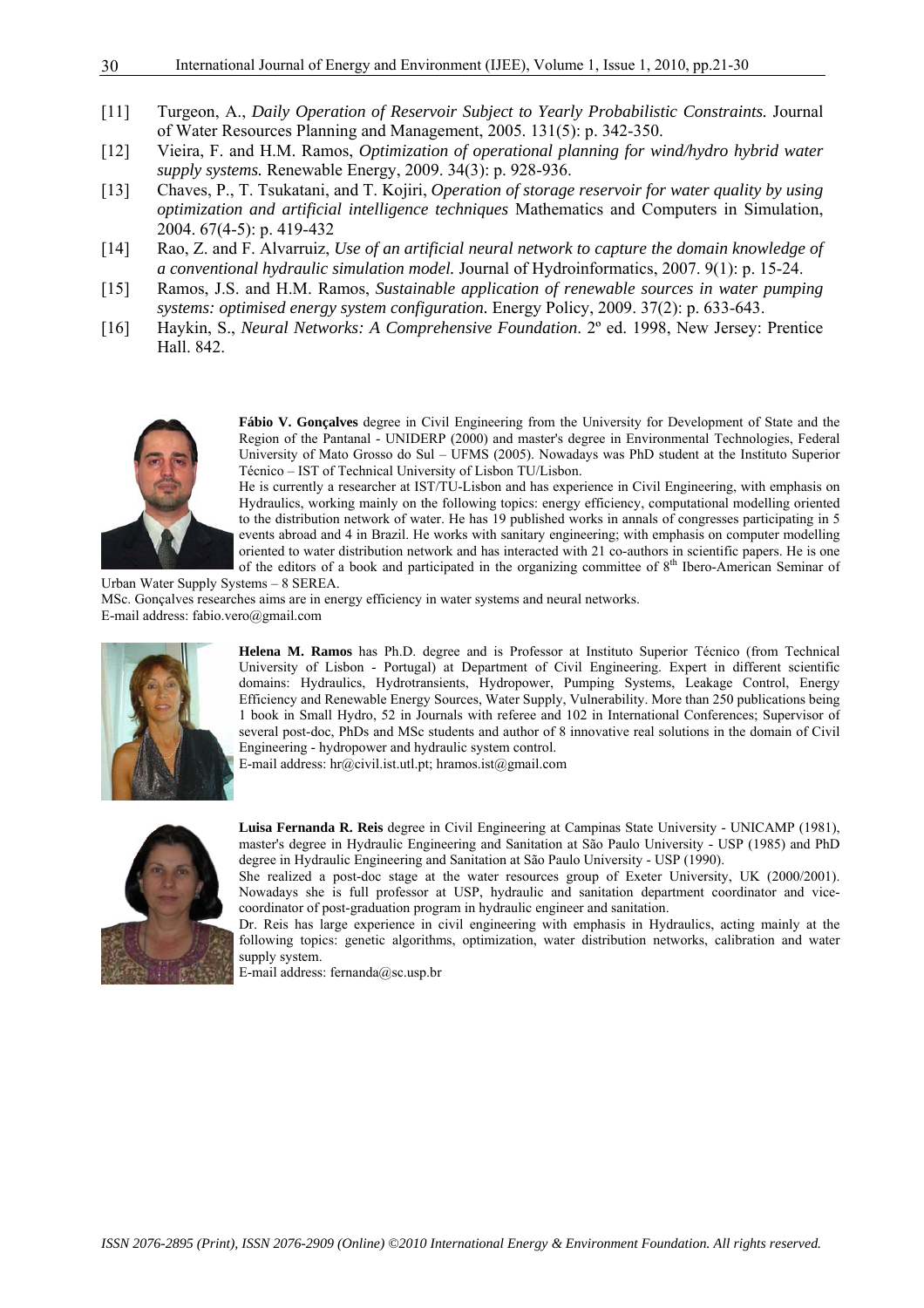[11] Turgeon, A., *Daily Operation of Reservoir Subject to Yearly Probabilistic Constraints.* Journal of Water Resources Planning and Management, 2005. 131(5): p. 342-350.

[12] Vieira, F. and H.M. Ramos, *Optimization of operational planning for wind/hydro hybrid water supply systems.* Renewable Energy, 2009. 34(3): p. 928-936.

[13] Chaves, P., T. Tsukatani, and T. Kojiri, *Operation of storage reservoir for water quality by using optimization and artificial intelligence techniques* Mathematics and Computers in Simulation, 2004. 67(4-5): p. 419-432

[14] Rao, Z. and F. Alvarruiz, *Use of an artificial neural network to capture the domain knowledge of a conventional hydraulic simulation model.* Journal of Hydroinformatics, 2007. 9(1): p. 15-24.

[15] Ramos, J.S. and H.M. Ramos, *Sustainable application of renewable sources in water pumping systems: optimised energy system configuration*. Energy Policy, 2009. 37(2): p. 633-643.

[16] Haykin, S., *Neural Networks: A Comprehensive Foundation*. 2º ed. 1998, New Jersey: Prentice Hall. 842.

**Fábio V. Gonçalves** degree in Civil Engineering from the University for Development of State and the Region of the Pantanal - UNIDERP (2000) and master's degree in Environmental Technologies, Federal University of Mato Grosso do Sul – UFMS (2005). Nowadays was PhD student at the Instituto Superior Técnico – IST of Technical University of Lisbon TU/Lisbon.

He is currently a researcher at IST/TU-Lisbon and has experience in Civil Engineering, with emphasis on Hydraulics, working mainly on the following topics: energy efficiency, computational modelling oriented to the distribution network of water. He has 19 published works in annals of congresses participating in 5 events abroad and 4 in Brazil. He works with sanitary engineering; with emphasis on computer modelling oriented to water distribution network and has interacted with 21 co-authors in scientific papers. He is one of the editors of a book and participated in the organizing committee of 8th Ibero-American Seminar of Urban Water Supply Systems – 8 SEREA.

MSc. Gonçalves researches aims are in energy efficiency in water systems and neural networks.

E-mail address: fabio.vero@gmail.com

**Helena M. Ramos** has Ph.D. degree and is Professor at Instituto Superior Técnico (from Technical University of Lisbon - Portugal) at Department of Civil Engineering. Expert in different scientific domains: Hydraulics, Hydrotransients, Hydropower, Pumping Systems, Leakage Control, Energy Efficiency and Renewable Energy Sources, Water Supply, Vulnerability. More than 250 publications being 1 book in Small Hydro, 52 in Journals with referee and 102 in International Conferences; Supervisor of several post-doc, PhDs and MSc students and author of 8 innovative real solutions in the domain of Civil Engineering - hydropower and hydraulic system control.

E-mail address: hr@civil.ist.utl.pt; hramos.ist@gmail.com

**Luisa Fernanda R. Reis** degree in Civil Engineering at Campinas State University - UNICAMP (1981), master's degree in Hydraulic Engineering and Sanitation at São Paulo University - USP (1985) and PhD degree in Hydraulic Engineering and Sanitation at São Paulo University - USP (1990).

She realized a post-doc stage at the water resources group of Exeter University, UK (2000/2001). Nowadays she is full professor at USP, hydraulic and sanitation department coordinator and vice-coordinator of post-graduation program in hydraulic engineer and sanitation.

Dr. Reis has large experience in civil engineering with emphasis in Hydraulics, acting mainly at the following topics: genetic algorithms, optimization, water distribution networks, calibration and water supply system.

E-mail address: fernanda@sc.usp.br